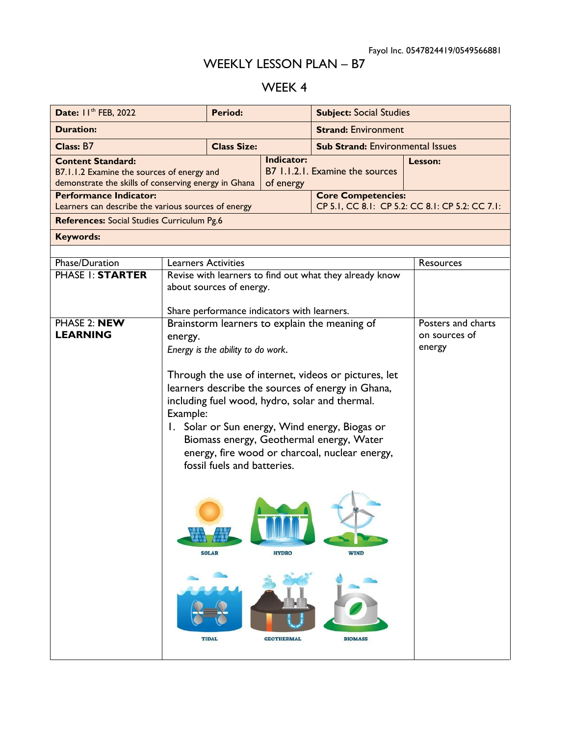Fayol Inc. 0547824419/0549566881

# WEEKLY LESSON PLAN – B7

## WEEK 4

| **Date:** 11th FEB, 2022 | **Period:** | **Subject:** Social Studies | |
|---|---|---|---|
| **Duration:** | | **Strand:** Environment | |
| **Class:** B7 | **Class Size:** | **Sub Strand:** Environmental Issues | |
| **Content Standard:** B7.1.1.2 Examine the sources of energy and demonstrate the skills of conserving energy in Ghana | **Indicator:** B7 1.1.2.1. Examine the sources of energy | | **Lesson:** |
| **Performance Indicator:** Learners can describe the various sources of energy | | **Core Competencies:** CP 5.1, CC 8.1: CP 5.2: CC 8.1: CP 5.2: CC 7.1: | |
| **References:** Social Studies Curriculum Pg.6 | | | |
| **Keywords:** | | | |

| Phase/Duration | Learners Activities | Resources |
|---|---|---|
| PHASE 1: **STARTER** | Revise with learners to find out what they already know about sources of energy.<br><br>Share performance indicators with learners. | |
| PHASE 2: **NEW LEARNING** | Brainstorm learners to explain the meaning of energy.<br>*Energy is the ability to do work.*<br><br>Through the use of internet, videos or pictures, let learners describe the sources of energy in Ghana, including fuel wood, hydro, solar and thermal.<br>Example:<br>1. Solar or Sun energy, Wind energy, Biogas or Biomass energy, Geothermal energy, Water energy, fire wood or charcoal, nuclear energy, fossil fuels and batteries.<br><br>SOLAR HYDRO WIND<br>TIDAL GEOTHERMAL BIOMASS | Posters and charts on sources of energy |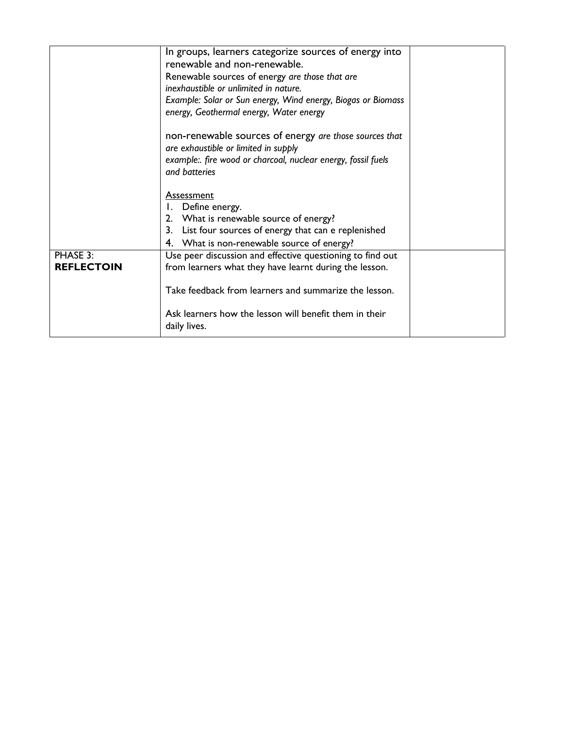| | | |
|---|---|---|
| | In groups, learners categorize sources of energy into renewable and non-renewable.<br>Renewable sources of energy *are those that are inexhaustible or unlimited in nature.*<br>*Example: Solar or Sun energy, Wind energy, Biogas or Biomass energy, Geothermal energy, Water energy*<br><br>non-renewable sources of energy *are those sources that are exhaustible or limited in supply*<br>*example:. fire wood or charcoal, nuclear energy, fossil fuels and batteries*<br><br><u>Assessment</u><br>1. Define energy.<br>2. What is renewable source of energy?<br>3. List four sources of energy that can e replenished<br>4. What is non-renewable source of energy? | |
| PHASE 3: **REFLECTOIN** | Use peer discussion and effective questioning to find out from learners what they have learnt during the lesson.<br><br>Take feedback from learners and summarize the lesson.<br><br>Ask learners how the lesson will benefit them in their daily lives. | |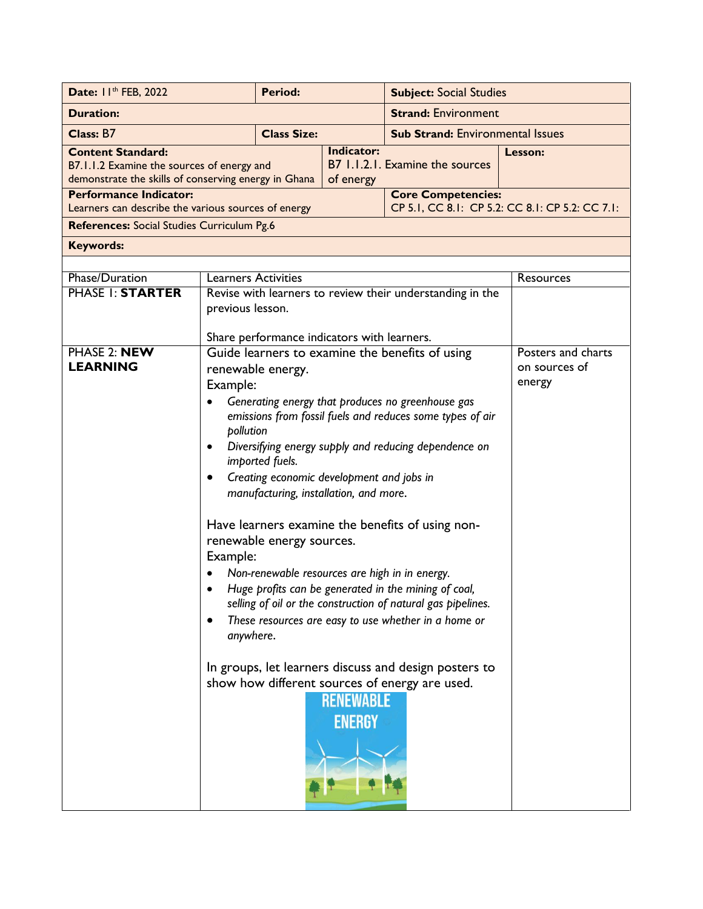| **Date:** 11th FEB, 2022 | **Period:** | | **Subject:** Social Studies | |
|---|---|---|---|---|
| **Duration:** | | | **Strand:** Environment | |
| **Class:** B7 | **Class Size:** | | **Sub Strand:** Environmental Issues | |
| **Content Standard:** B7.1.1.2 Examine the sources of energy and demonstrate the skills of conserving energy in Ghana | | **Indicator:** B7 1.1.2.1. Examine the sources of energy | | **Lesson:** |
| **Performance Indicator:** Learners can describe the various sources of energy | | | **Core Competencies:** CP 5.1, CC 8.1: CP 5.2: CC 8.1: CP 5.2: CC 7.1: | |
| **References:** Social Studies Curriculum Pg.6 | | | | |
| **Keywords:** | | | | |

| Phase/Duration | Learners Activities | Resources |
|---|---|---|
| PHASE 1: **STARTER** | Revise with learners to review their understanding in the previous lesson.<br><br>Share performance indicators with learners. | |
| PHASE 2: **NEW LEARNING** | Guide learners to examine the benefits of using renewable energy.<br>Example:<br>• *Generating energy that produces no greenhouse gas emissions from fossil fuels and reduces some types of air pollution*<br>• *Diversifying energy supply and reducing dependence on imported fuels.*<br>• *Creating economic development and jobs in manufacturing, installation, and more*.<br><br>Have learners examine the benefits of using non-renewable energy sources.<br>Example:<br>• *Non-renewable resources are high in in energy.*<br>• *Huge profits can be generated in the mining of coal, selling of oil or the construction of natural gas pipelines.*<br>• *These resources are easy to use whether in a home or anywhere*.<br><br>In groups, let learners discuss and design posters to show how different sources of energy are used. | Posters and charts on sources of energy |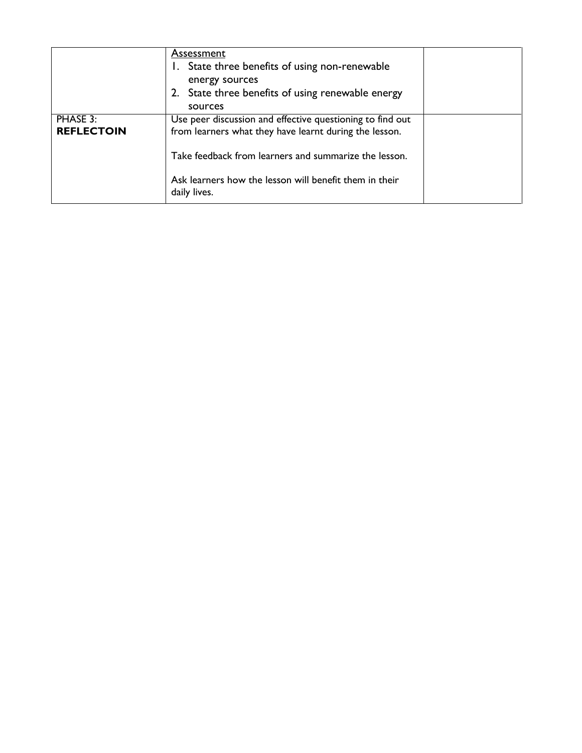| | | |
|---|---|---|
| | <u>Assessment</u><br>1. State three benefits of using non-renewable energy sources<br>2. State three benefits of using renewable energy sources | |
| PHASE 3: **REFLECTOIN** | Use peer discussion and effective questioning to find out from learners what they have learnt during the lesson.<br><br>Take feedback from learners and summarize the lesson.<br><br>Ask learners how the lesson will benefit them in their daily lives. | |